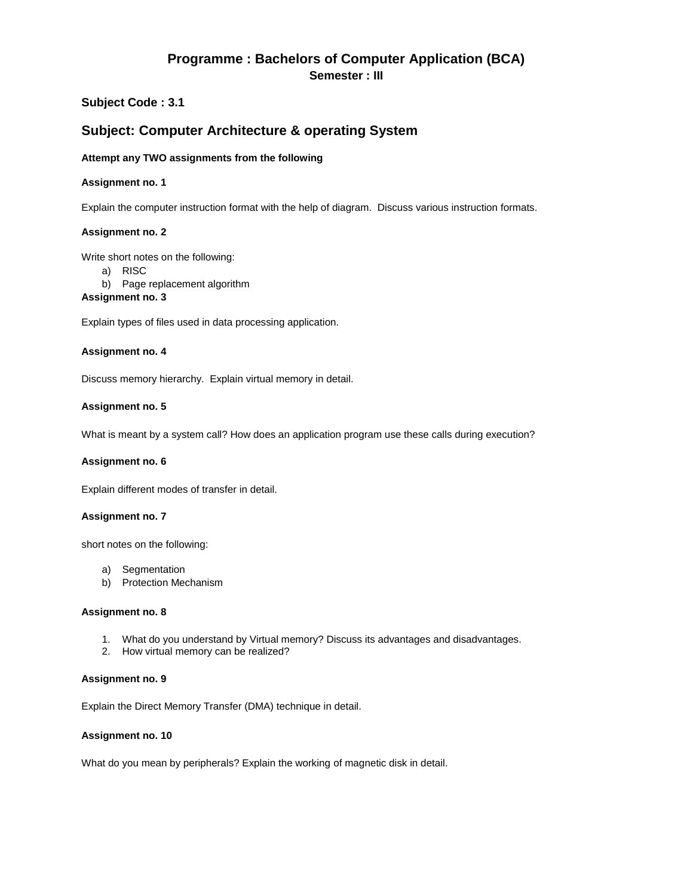# Programme : Bachelors of Computer Application (BCA)

**Semester : III**

## Subject Code : 3.1

## Subject: Computer Architecture & operating System

**Attempt any TWO assignments from the following**

**Assignment no. 1**

Explain the computer instruction format with the help of diagram. Discuss various instruction formats.

**Assignment no. 2**

Write short notes on the following:

a) RISC
b) Page replacement algorithm

**Assignment no. 3**

Explain types of files used in data processing application.

**Assignment no. 4**

Discuss memory hierarchy. Explain virtual memory in detail.

**Assignment no. 5**

What is meant by a system call? How does an application program use these calls during execution?

**Assignment no. 6**

Explain different modes of transfer in detail.

**Assignment no. 7**

short notes on the following:

a) Segmentation
b) Protection Mechanism

**Assignment no. 8**

1. What do you understand by Virtual memory? Discuss its advantages and disadvantages.
2. How virtual memory can be realized?

**Assignment no. 9**

Explain the Direct Memory Transfer (DMA) technique in detail.

**Assignment no. 10**

What do you mean by peripherals? Explain the working of magnetic disk in detail.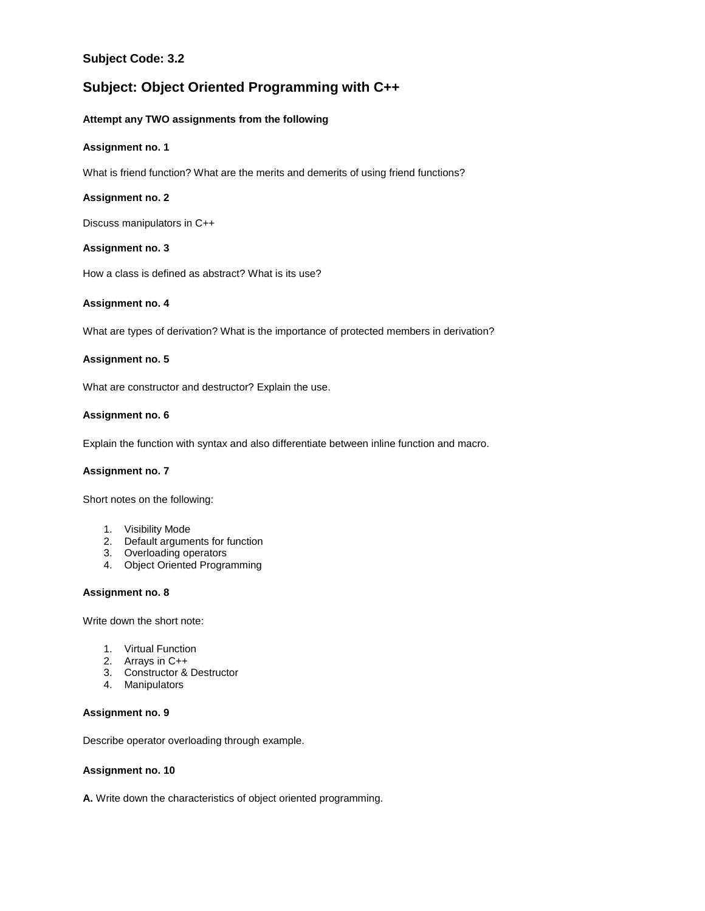### Subject Code: 3.2

## Subject: Object Oriented Programming with C++

**Attempt any TWO assignments from the following**

**Assignment no. 1**

What is friend function? What are the merits and demerits of using friend functions?

**Assignment no. 2**

Discuss manipulators in C++

**Assignment no. 3**

How a class is defined as abstract? What is its use?

**Assignment no. 4**

What are types of derivation? What is the importance of protected members in derivation?

**Assignment no. 5**

What are constructor and destructor? Explain the use.

**Assignment no. 6**

Explain the function with syntax and also differentiate between inline function and macro.

**Assignment no. 7**

Short notes on the following:

1. Visibility Mode
2. Default arguments for function
3. Overloading operators
4. Object Oriented Programming

**Assignment no. 8**

Write down the short note:

1. Virtual Function
2. Arrays in C++
3. Constructor & Destructor
4. Manipulators

**Assignment no. 9**

Describe operator overloading through example.

**Assignment no. 10**

**A.** Write down the characteristics of object oriented programming.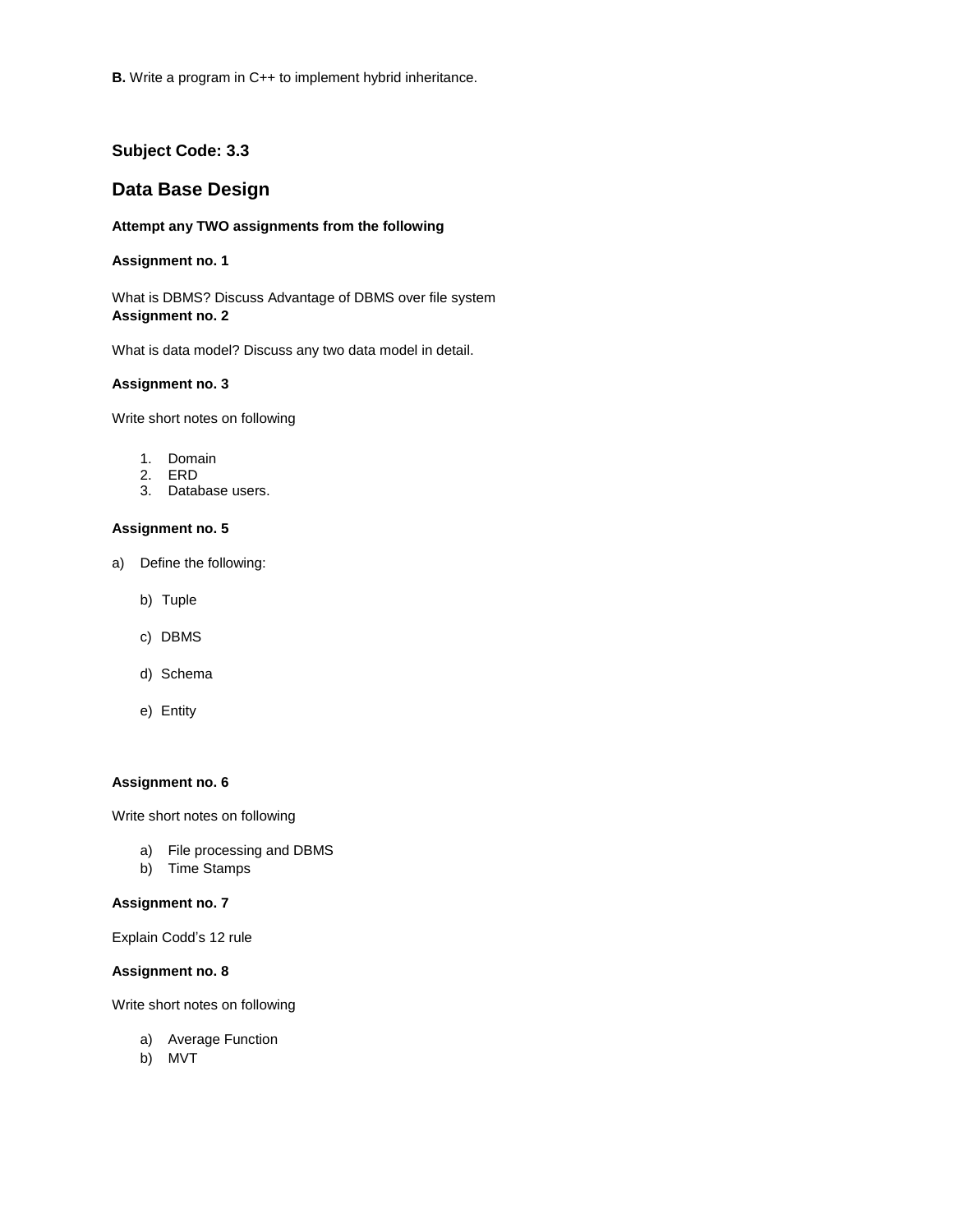**B.** Write a program in C++ to implement hybrid inheritance.

### Subject Code: 3.3

## Data Base Design

**Attempt any TWO assignments from the following**

**Assignment no. 1**

What is DBMS? Discuss Advantage of DBMS over file system

**Assignment no. 2**

What is data model? Discuss any two data model in detail.

**Assignment no. 3**

Write short notes on following

1. Domain
2. ERD
3. Database users.

**Assignment no. 5**

a) Define the following:

   b) Tuple

   c) DBMS

   d) Schema

   e) Entity

**Assignment no. 6**

Write short notes on following

a) File processing and DBMS
b) Time Stamps

**Assignment no. 7**

Explain Codd's 12 rule

**Assignment no. 8**

Write short notes on following

a) Average Function
b) MVT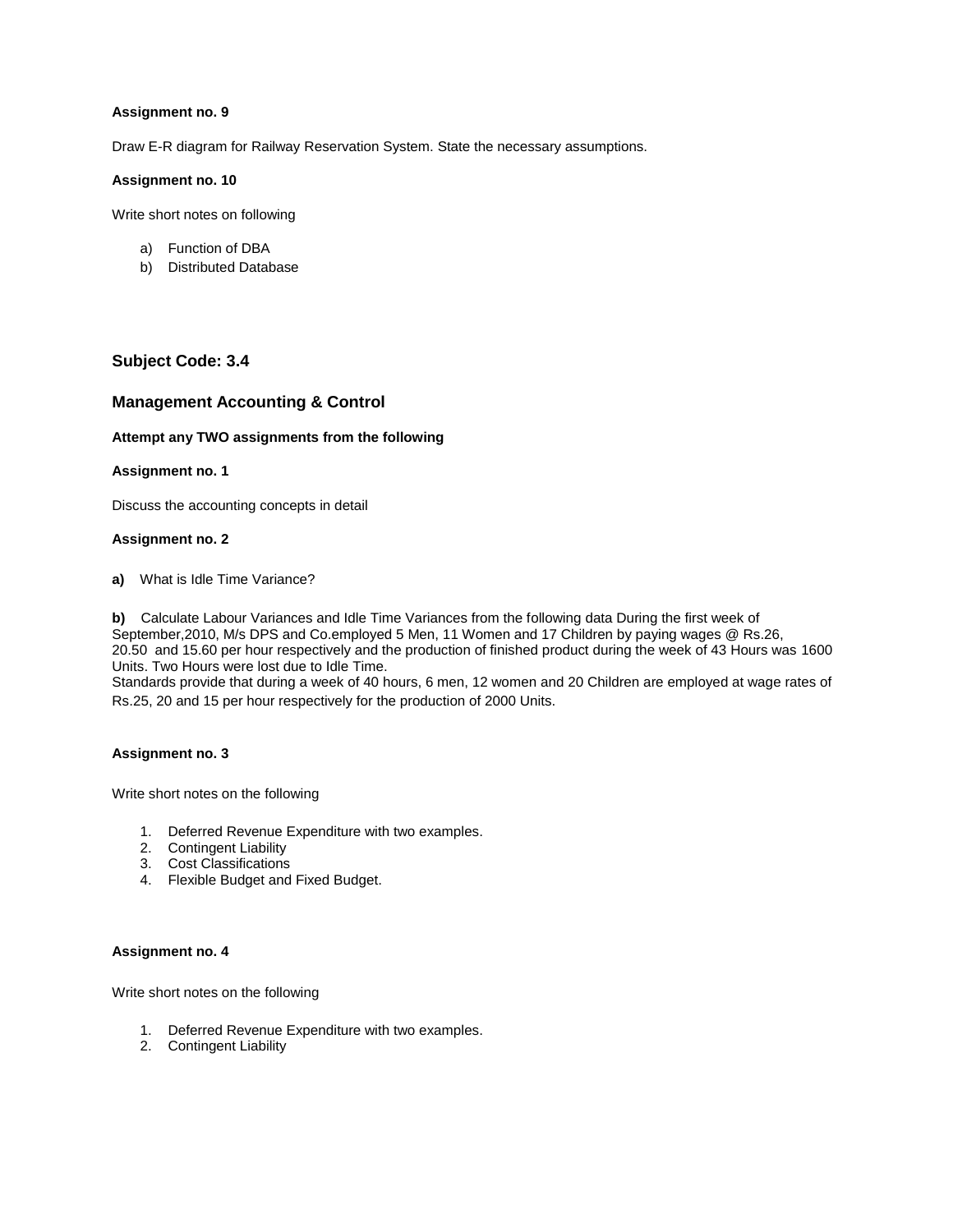**Assignment no. 9**

Draw E-R diagram for Railway Reservation System. State the necessary assumptions.

**Assignment no. 10**

Write short notes on following

a) Function of DBA
b) Distributed Database

## Subject Code: 3.4

## Management Accounting & Control

**Attempt any TWO assignments from the following**

**Assignment no. 1**

Discuss the accounting concepts in detail

**Assignment no. 2**

**a)** What is Idle Time Variance?

**b)** Calculate Labour Variances and Idle Time Variances from the following data During the first week of September,2010, M/s DPS and Co.employed 5 Men, 11 Women and 17 Children by paying wages @ Rs.26, 20.50 and 15.60 per hour respectively and the production of finished product during the week of 43 Hours was 1600 Units. Two Hours were lost due to Idle Time.
Standards provide that during a week of 40 hours, 6 men, 12 women and 20 Children are employed at wage rates of Rs.25, 20 and 15 per hour respectively for the production of 2000 Units.

**Assignment no. 3**

Write short notes on the following

1. Deferred Revenue Expenditure with two examples.
2. Contingent Liability
3. Cost Classifications
4. Flexible Budget and Fixed Budget.

**Assignment no. 4**

Write short notes on the following

1. Deferred Revenue Expenditure with two examples.
2. Contingent Liability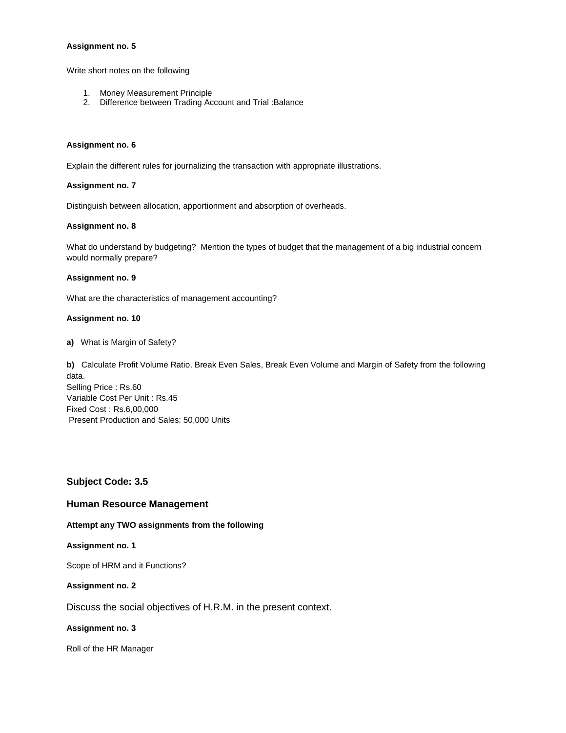**Assignment no. 5**

Write short notes on the following

1. Money Measurement Principle
2. Difference between Trading Account and Trial :Balance

**Assignment no. 6**

Explain the different rules for journalizing the transaction with appropriate illustrations.

**Assignment no. 7**

Distinguish between allocation, apportionment and absorption of overheads.

**Assignment no. 8**

What do understand by budgeting? Mention the types of budget that the management of a big industrial concern would normally prepare?

**Assignment no. 9**

What are the characteristics of management accounting?

**Assignment no. 10**

**a)** What is Margin of Safety?

**b)** Calculate Profit Volume Ratio, Break Even Sales, Break Even Volume and Margin of Safety from the following data.
Selling Price : Rs.60
Variable Cost Per Unit : Rs.45
Fixed Cost : Rs.6,00,000
Present Production and Sales: 50,000 Units

### Subject Code: 3.5

### Human Resource Management

**Attempt any TWO assignments from the following**

**Assignment no. 1**

Scope of HRM and it Functions?

**Assignment no. 2**

Discuss the social objectives of H.R.M. in the present context.

**Assignment no. 3**

Roll of the HR Manager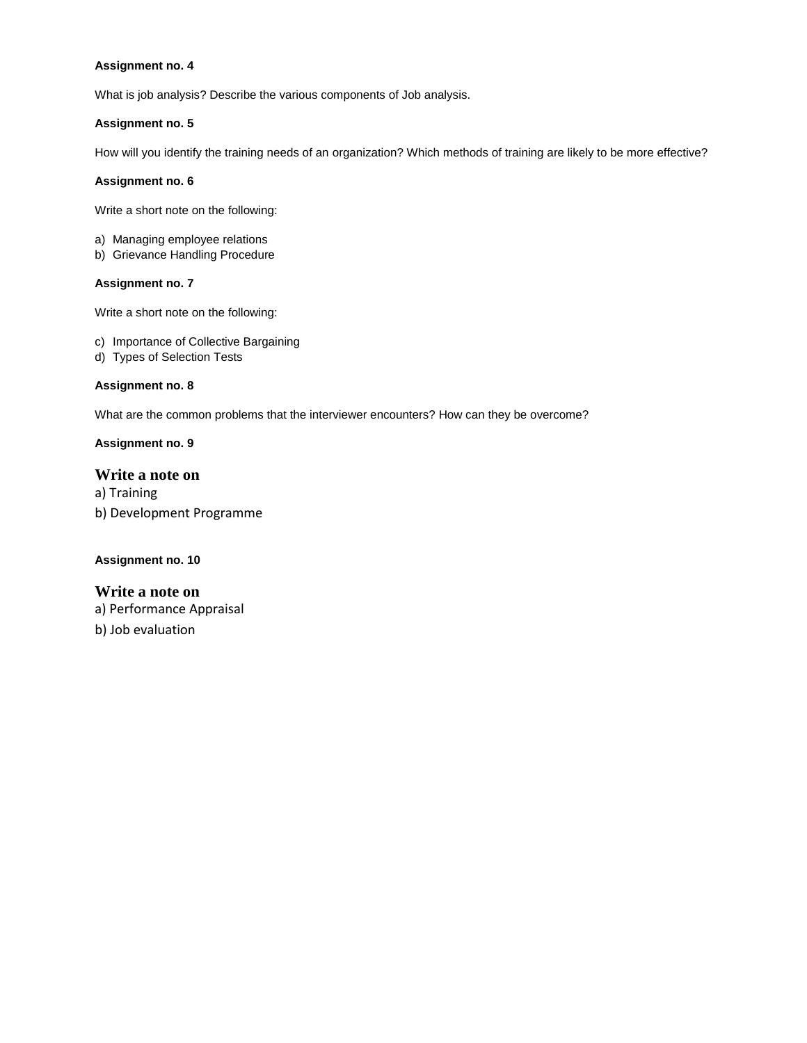**Assignment no. 4**

What is job analysis? Describe the various components of Job analysis.

**Assignment no. 5**

How will you identify the training needs of an organization? Which methods of training are likely to be more effective?

**Assignment no. 6**

Write a short note on the following:

a) Managing employee relations
b) Grievance Handling Procedure

**Assignment no. 7**

Write a short note on the following:

c) Importance of Collective Bargaining
d) Types of Selection Tests

**Assignment no. 8**

What are the common problems that the interviewer encounters? How can they be overcome?

**Assignment no. 9**

**Write a note on**

a) Training

b) Development Programme

**Assignment no. 10**

**Write a note on**

a) Performance Appraisal

b) Job evaluation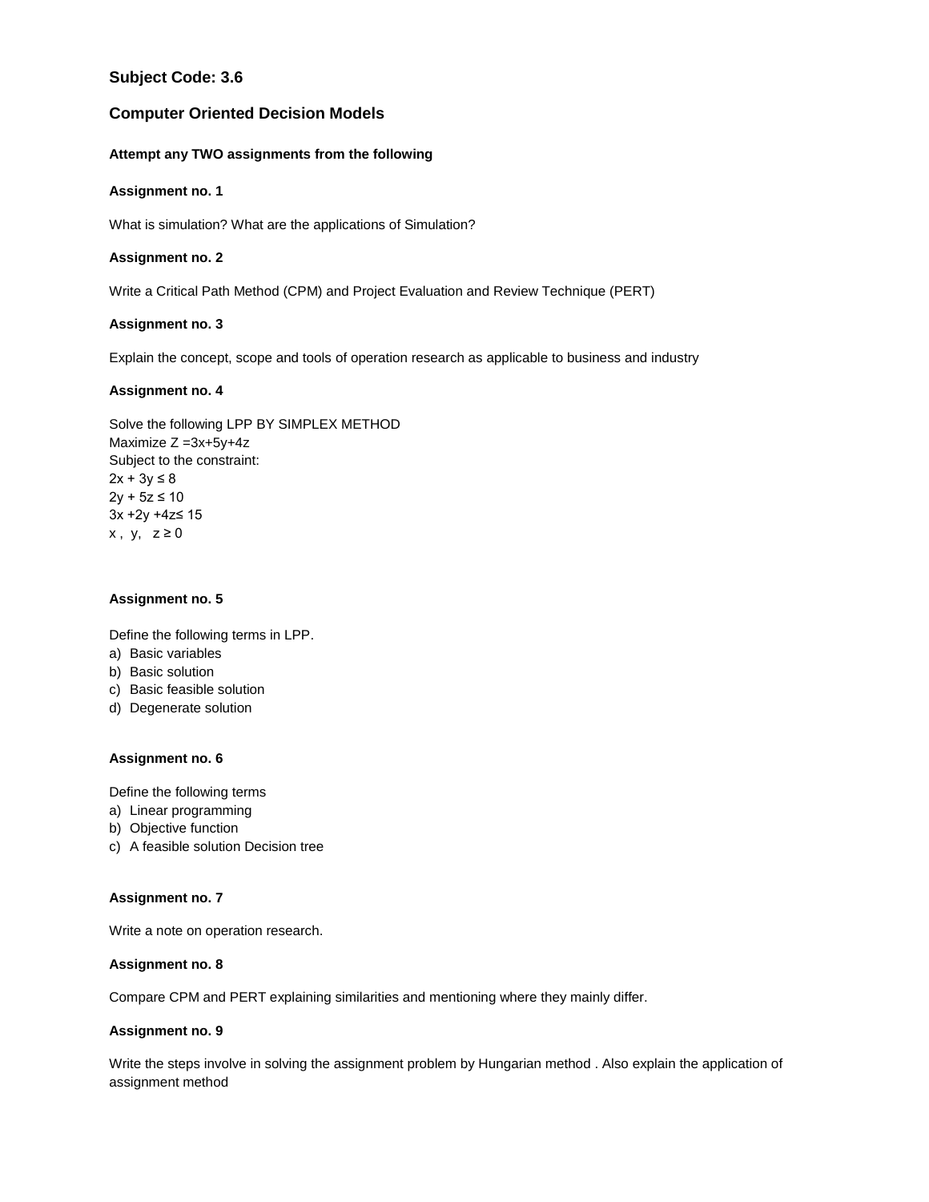## Subject Code: 3.6

## Computer Oriented Decision Models

**Attempt any TWO assignments from the following**

**Assignment no. 1**

What is simulation? What are the applications of Simulation?

**Assignment no. 2**

Write a Critical Path Method (CPM) and Project Evaluation and Review Technique (PERT)

**Assignment no. 3**

Explain the concept, scope and tools of operation research as applicable to business and industry

**Assignment no. 4**

Solve the following LPP BY SIMPLEX METHOD
Maximize $Z = 3x+5y+4z$
Subject to the constraint:
$2x + 3y \leq 8$
$2y + 5z \leq 10$
$3x + 2y + 4z \leq 15$
$x, y, z \geq 0$

**Assignment no. 5**

Define the following terms in LPP.

a) Basic variables
b) Basic solution
c) Basic feasible solution
d) Degenerate solution

**Assignment no. 6**

Define the following terms

a) Linear programming
b) Objective function
c) A feasible solution Decision tree

**Assignment no. 7**

Write a note on operation research.

**Assignment no. 8**

Compare CPM and PERT explaining similarities and mentioning where they mainly differ.

**Assignment no. 9**

Write the steps involve in solving the assignment problem by Hungarian method . Also explain the application of assignment method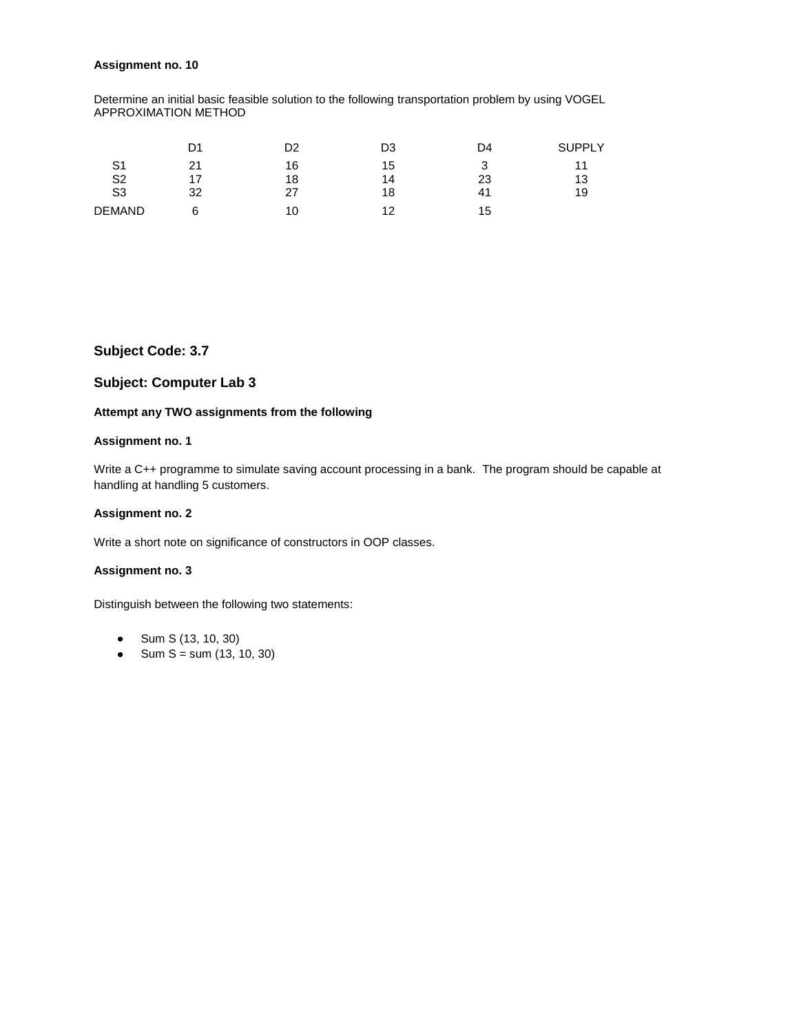**Assignment no. 10**

Determine an initial basic feasible solution to the following transportation problem by using VOGEL APPROXIMATION METHOD

| | D1 | D2 | D3 | D4 | SUPPLY |
|---|---|---|---|---|---|
| S1 | 21 | 16 | 15 | 3 | 11 |
| S2 | 17 | 18 | 14 | 23 | 13 |
| S3 | 32 | 27 | 18 | 41 | 19 |
| DEMAND | 6 | 10 | 12 | 15 | |

## Subject Code: 3.7

## Subject: Computer Lab 3

**Attempt any TWO assignments from the following**

**Assignment no. 1**

Write a C++ programme to simulate saving account processing in a bank. The program should be capable at handling at handling 5 customers.

**Assignment no. 2**

Write a short note on significance of constructors in OOP classes.

**Assignment no. 3**

Distinguish between the following two statements:

- Sum S (13, 10, 30)
- Sum S = sum (13, 10, 30)